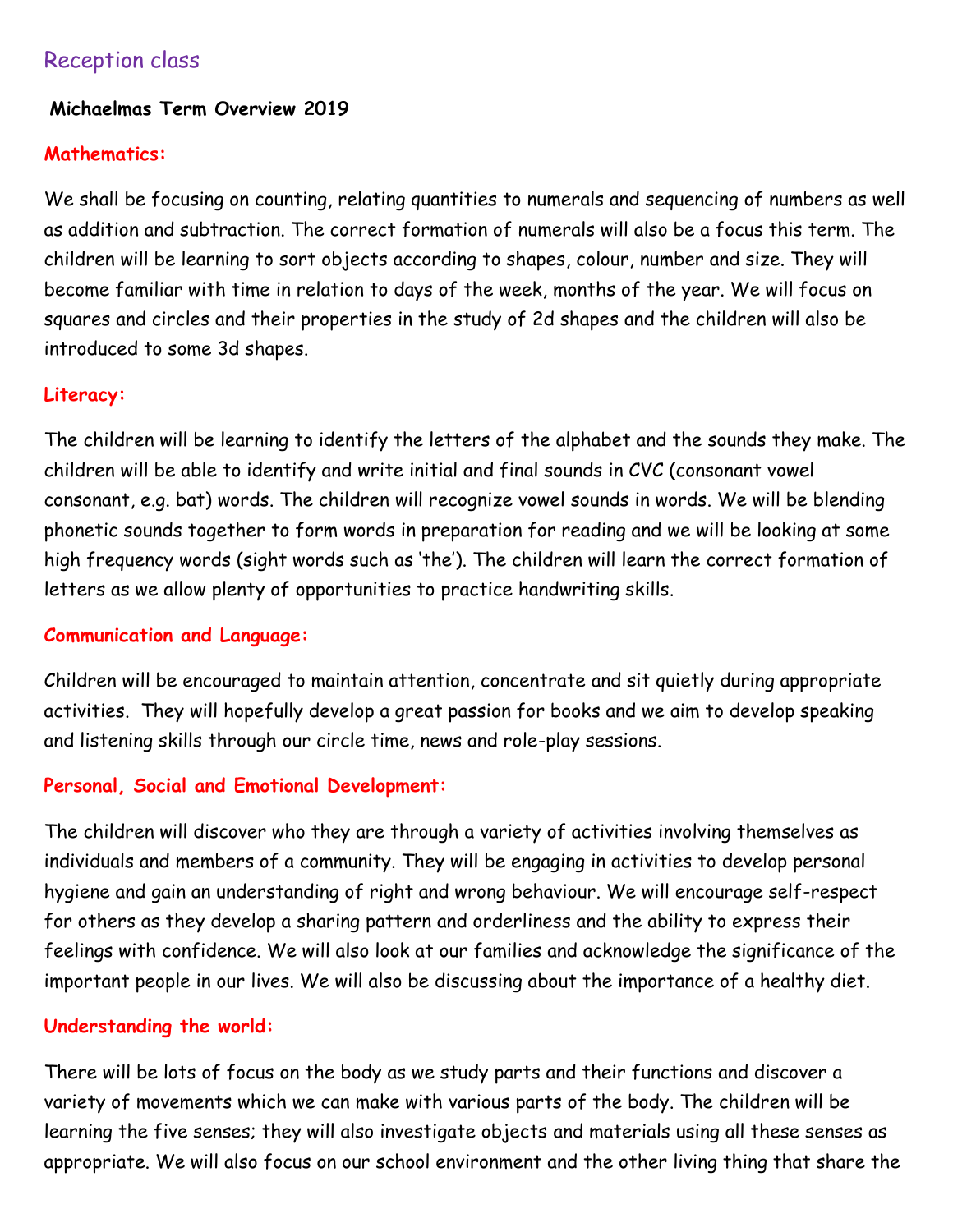# Reception class

**Michaelmas Term Overview 2019**

### Mathematics:

We shall be focusing on counting, relating quantities to numerals and sequencing of numbers as well as addition and subtraction. The correct formation of numerals will also be a focus this term. The children will be learning to sort objects according to shapes, colour, number and size. They will become familiar with time in relation to days of the week, months of the year. We will focus on squares and circles and their properties in the study of 2d shapes and the children will also be introduced to some 3d shapes.

### Literacy:

The children will be learning to identify the letters of the alphabet and the sounds they make. The children will be able to identify and write initial and final sounds in CVC (consonant vowel consonant, e.g. bat) words. The children will recognize vowel sounds in words. We will be blending phonetic sounds together to form words in preparation for reading and we will be looking at some high frequency words (sight words such as 'the'). The children will learn the correct formation of letters as we allow plenty of opportunities to practice handwriting skills.

### Communication and Language:

Children will be encouraged to maintain attention, concentrate and sit quietly during appropriate activities. They will hopefully develop a great passion for books and we aim to develop speaking and listening skills through our circle time, news and role-play sessions.

### Personal, Social and Emotional Development:

The children will discover who they are through a variety of activities involving themselves as individuals and members of a community. They will be engaging in activities to develop personal hygiene and gain an understanding of right and wrong behaviour. We will encourage self-respect for others as they develop a sharing pattern and orderliness and the ability to express their feelings with confidence. We will also look at our families and acknowledge the significance of the important people in our lives. We will also be discussing about the importance of a healthy diet.

### Understanding the world:

There will be lots of focus on the body as we study parts and their functions and discover a variety of movements which we can make with various parts of the body. The children will be learning the five senses; they will also investigate objects and materials using all these senses as appropriate. We will also focus on our school environment and the other living thing that share the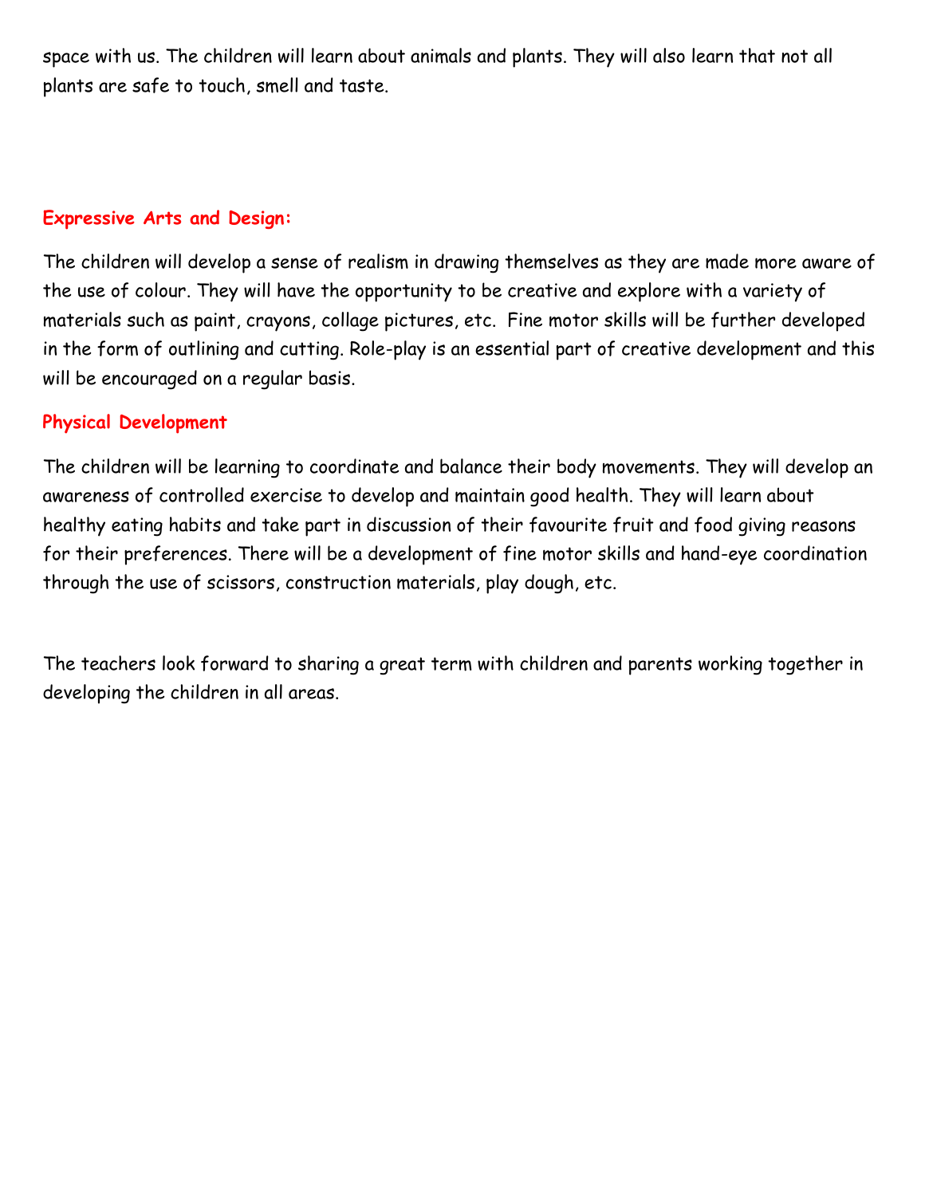space with us. The children will learn about animals and plants. They will also learn that not all plants are safe to touch, smell and taste.

## Expressive Arts and Design:

The children will develop a sense of realism in drawing themselves as they are made more aware of the use of colour. They will have the opportunity to be creative and explore with a variety of materials such as paint, crayons, collage pictures, etc. Fine motor skills will be further developed in the form of outlining and cutting. Role-play is an essential part of creative development and this will be encouraged on a regular basis.

## Physical Development

The children will be learning to coordinate and balance their body movements. They will develop an awareness of controlled exercise to develop and maintain good health. They will learn about healthy eating habits and take part in discussion of their favourite fruit and food giving reasons for their preferences. There will be a development of fine motor skills and hand-eye coordination through the use of scissors, construction materials, play dough, etc.

The teachers look forward to sharing a great term with children and parents working together in developing the children in all areas.